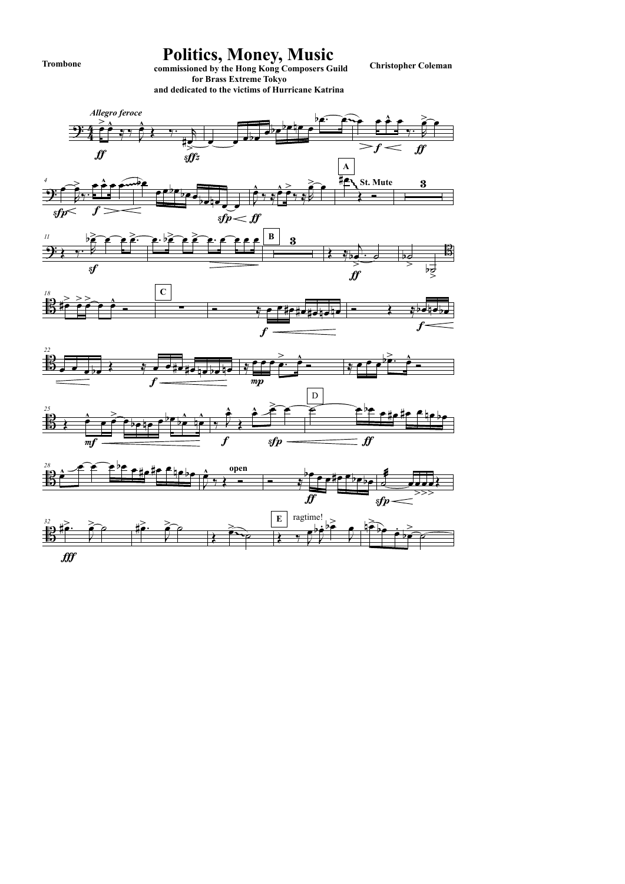Trombone

# Politics, Money, Music

**commissioned by the Hong Kong Composers Guild**
**for Brass Extreme Tokyo**
**and dedicated to the victims of Hurricane Katrina**

**Christopher Coleman**

*Allegro feroce*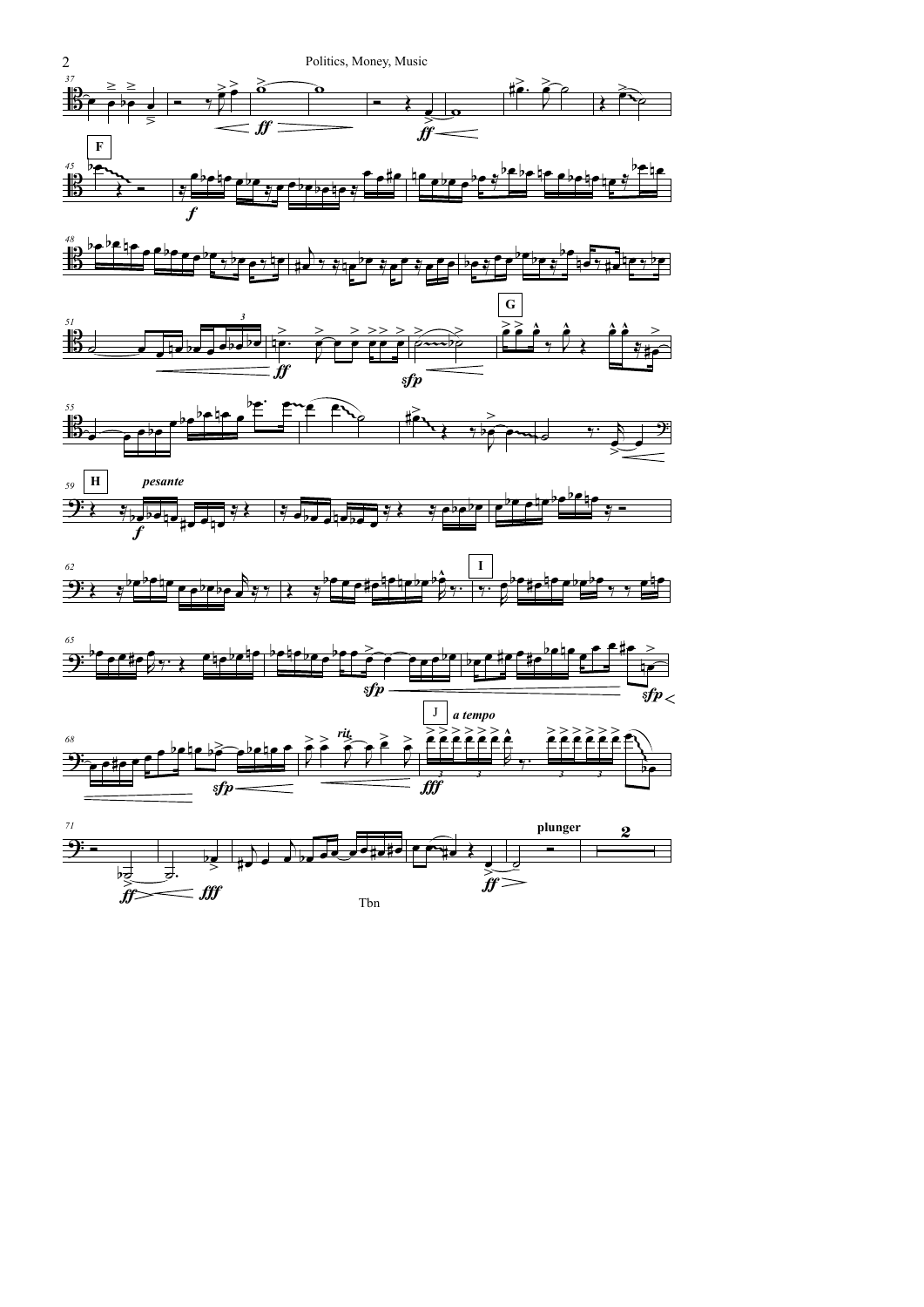F

*f*

G

H

*pesante*

I

J *a tempo*

*rit.*

plunger

Tbn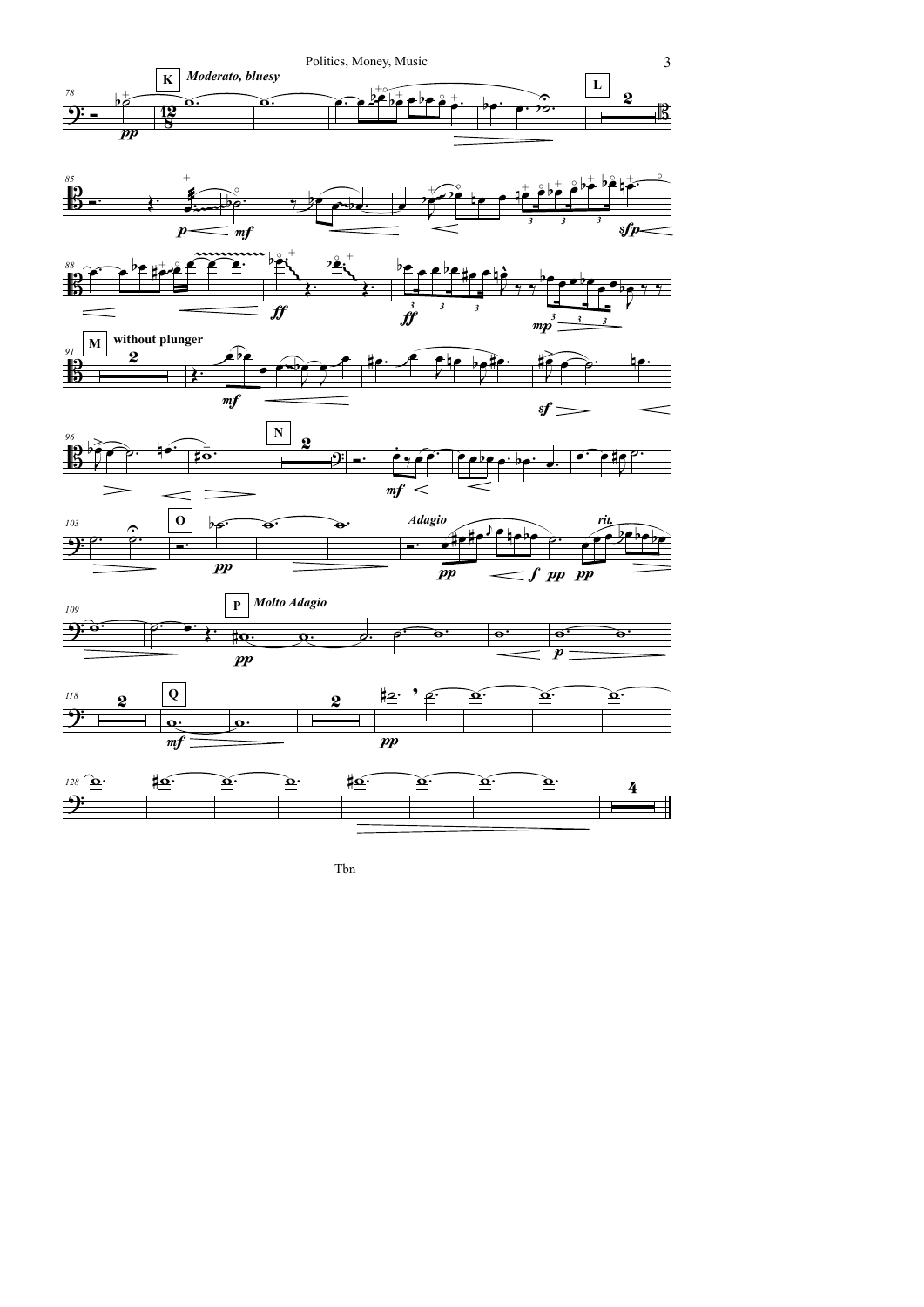**K** *Moderato, bluesy*

**L**

**M** without plunger

**N**

**O**

*Adagio*

*rit.*

**P** *Molto Adagio*

**Q**